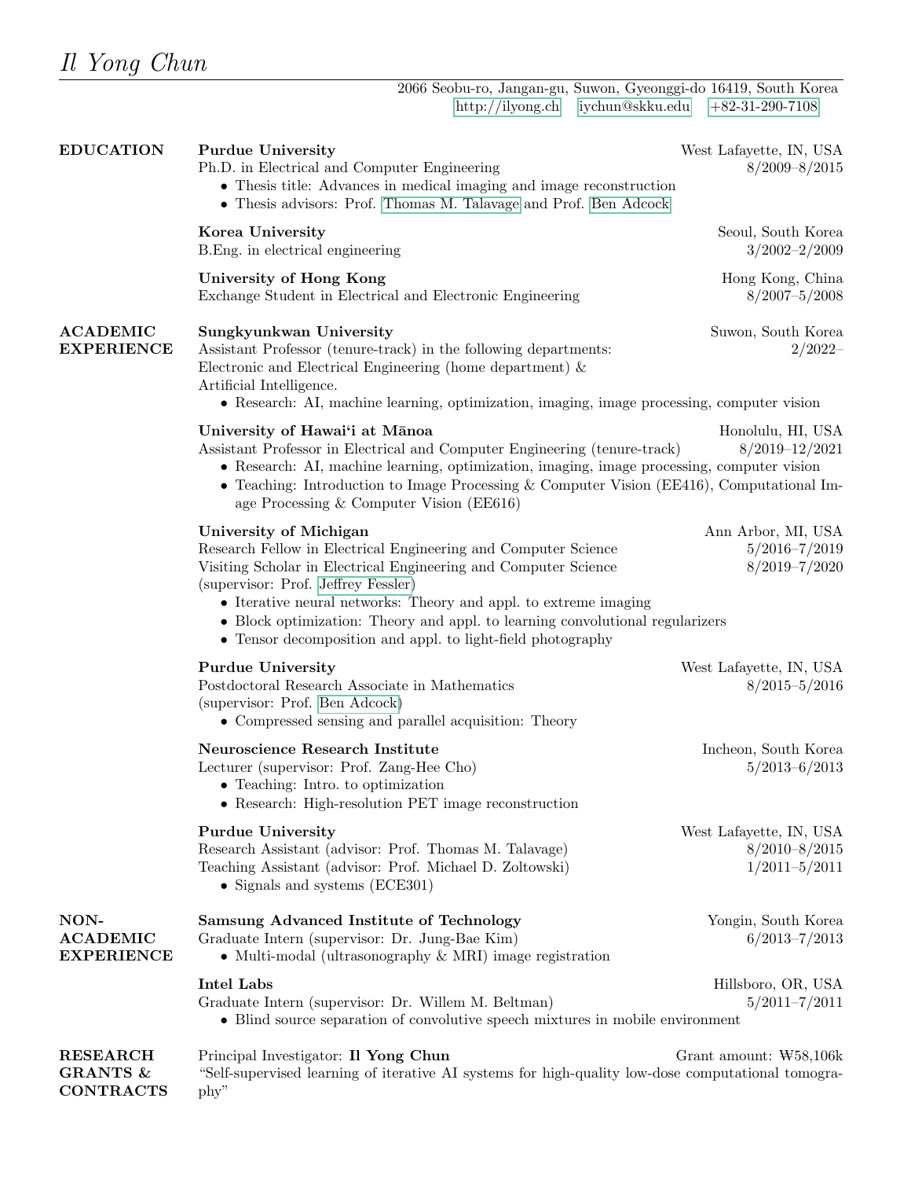# *Il Yong Chun*

2066 Seobu-ro, Jangan-gu, Suwon, Gyeonggi-do 16419, South Korea
http://ilyong.ch | iychun@skku.edu | +82-31-290-7108

## EDUCATION

**Purdue University** — West Lafayette, IN, USA
Ph.D. in Electrical and Computer Engineering — 8/2009–8/2015
- Thesis title: Advances in medical imaging and image reconstruction
- Thesis advisors: Prof. Thomas M. Talavage and Prof. Ben Adcock

**Korea University** — Seoul, South Korea
B.Eng. in electrical engineering — 3/2002–2/2009

**University of Hong Kong** — Hong Kong, China
Exchange Student in Electrical and Electronic Engineering — 8/2007–5/2008

## ACADEMIC EXPERIENCE

**Sungkyunkwan University** — Suwon, South Korea
Assistant Professor (tenure-track) in the following departments: — 2/2022–
Electronic and Electrical Engineering (home department) &
Artificial Intelligence.
- Research: AI, machine learning, optimization, imaging, image processing, computer vision

**University of Hawaiʻi at Mānoa** — Honolulu, HI, USA
Assistant Professor in Electrical and Computer Engineering (tenure-track) — 8/2019–12/2021
- Research: AI, machine learning, optimization, imaging, image processing, computer vision
- Teaching: Introduction to Image Processing & Computer Vision (EE416), Computational Image Processing & Computer Vision (EE616)

**University of Michigan** — Ann Arbor, MI, USA
Research Fellow in Electrical Engineering and Computer Science — 5/2016–7/2019
Visiting Scholar in Electrical Engineering and Computer Science — 8/2019–7/2020
(supervisor: Prof. Jeffrey Fessler)
- Iterative neural networks: Theory and appl. to extreme imaging
- Block optimization: Theory and appl. to learning convolutional regularizers
- Tensor decomposition and appl. to light-field photography

**Purdue University** — West Lafayette, IN, USA
Postdoctoral Research Associate in Mathematics — 8/2015–5/2016
(supervisor: Prof. Ben Adcock)
- Compressed sensing and parallel acquisition: Theory

**Neuroscience Research Institute** — Incheon, South Korea
Lecturer (supervisor: Prof. Zang-Hee Cho) — 5/2013–6/2013
- Teaching: Intro. to optimization
- Research: High-resolution PET image reconstruction

**Purdue University** — West Lafayette, IN, USA
Research Assistant (advisor: Prof. Thomas M. Talavage) — 8/2010–8/2015
Teaching Assistant (advisor: Prof. Michael D. Zoltowski) — 1/2011–5/2011
- Signals and systems (ECE301)

## NON-ACADEMIC EXPERIENCE

**Samsung Advanced Institute of Technology** — Yongin, South Korea
Graduate Intern (supervisor: Dr. Jung-Bae Kim) — 6/2013–7/2013
- Multi-modal (ultrasonography & MRI) image registration

**Intel Labs** — Hillsboro, OR, USA
Graduate Intern (supervisor: Dr. Willem M. Beltman) — 5/2011–7/2011
- Blind source separation of convolutive speech mixtures in mobile environment

## RESEARCH GRANTS & CONTRACTS

Principal Investigator: **Il Yong Chun** — Grant amount: ₩58,106k
"Self-supervised learning of iterative AI systems for high-quality low-dose computational tomography"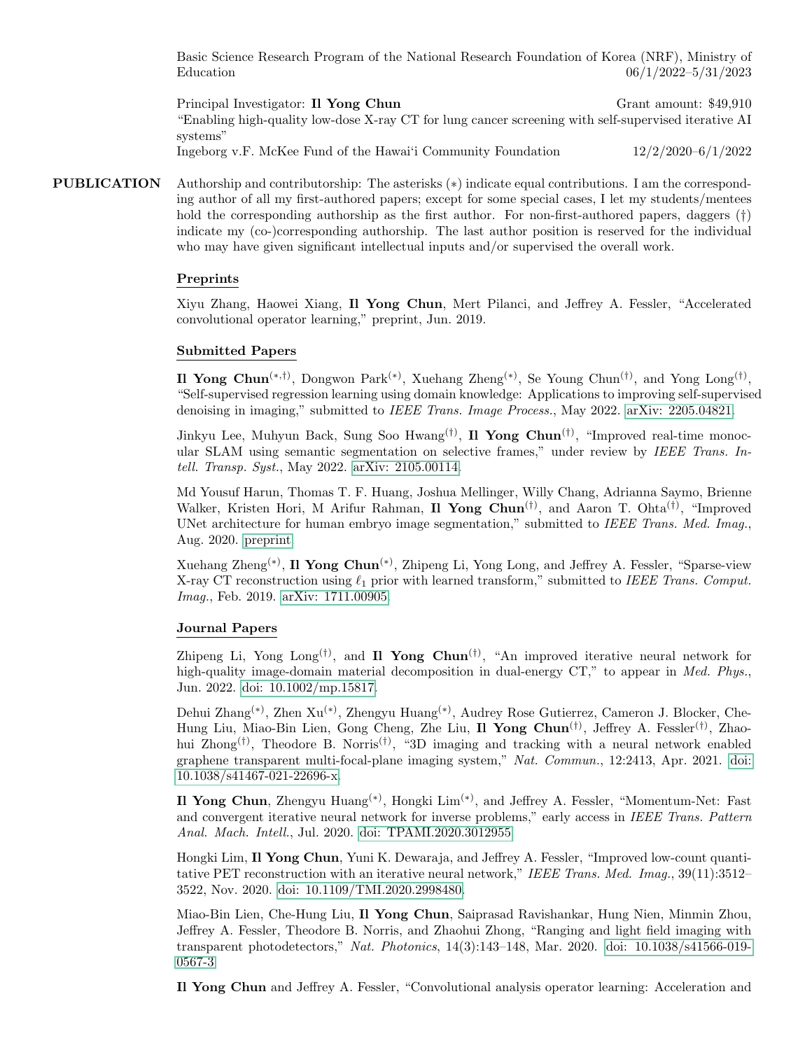Basic Science Research Program of the National Research Foundation of Korea (NRF), Ministry of Education 06/1/2022–5/31/2023

Principal Investigator: **Il Yong Chun** Grant amount: $49,910
"Enabling high-quality low-dose X-ray CT for lung cancer screening with self-supervised iterative AI systems"
Ingeborg v.F. McKee Fund of the Hawai'i Community Foundation 12/2/2020–6/1/2022

## PUBLICATION

Authorship and contributorship: The asterisks (∗) indicate equal contributions. I am the corresponding author of all my first-authored papers; except for some special cases, I let my students/mentees hold the corresponding authorship as the first author. For non-first-authored papers, daggers (†) indicate my (co-)corresponding authorship. The last author position is reserved for the individual who may have given significant intellectual inputs and/or supervised the overall work.

### Preprints

Xiyu Zhang, Haowei Xiang, **Il Yong Chun**, Mert Pilanci, and Jeffrey A. Fessler, "Accelerated convolutional operator learning," preprint, Jun. 2019.

### Submitted Papers

**Il Yong Chun**(∗,†), Dongwon Park(∗), Xuehang Zheng(∗), Se Young Chun(†), and Yong Long(†), "Self-supervised regression learning using domain knowledge: Applications to improving self-supervised denoising in imaging," submitted to *IEEE Trans. Image Process.*, May 2022. arXiv: 2205.04821.

Jinkyu Lee, Muhyun Back, Sung Soo Hwang(†), **Il Yong Chun**(†), "Improved real-time monocular SLAM using semantic segmentation on selective frames," under review by *IEEE Trans. Intell. Transp. Syst.*, May 2022. arXiv: 2105.00114.

Md Yousuf Harun, Thomas T. F. Huang, Joshua Mellinger, Willy Chang, Adrianna Saymo, Brienne Walker, Kristen Hori, M Arifur Rahman, **Il Yong Chun**(†), and Aaron T. Ohta(†), "Improved UNet architecture for human embryo image segmentation," submitted to *IEEE Trans. Med. Imag.*, Aug. 2020. preprint

Xuehang Zheng(∗), **Il Yong Chun**(∗), Zhipeng Li, Yong Long, and Jeffrey A. Fessler, "Sparse-view X-ray CT reconstruction using $\ell_1$ prior with learned transform," submitted to *IEEE Trans. Comput. Imag.*, Feb. 2019. arXiv: 1711.00905.

### Journal Papers

Zhipeng Li, Yong Long(†), and **Il Yong Chun**(†), "An improved iterative neural network for high-quality image-domain material decomposition in dual-energy CT," to appear in *Med. Phys.*, Jun. 2022. doi: 10.1002/mp.15817.

Dehui Zhang(∗), Zhen Xu(∗), Zhengyu Huang(∗), Audrey Rose Gutierrez, Cameron J. Blocker, Che-Hung Liu, Miao-Bin Lien, Gong Cheng, Zhe Liu, **Il Yong Chun**(†), Jeffrey A. Fessler(†), Zhaohui Zhong(†), Theodore B. Norris(†), "3D imaging and tracking with a neural network enabled graphene transparent multi-focal-plane imaging system," *Nat. Commun.*, 12:2413, Apr. 2021. doi: 10.1038/s41467-021-22696-x.

**Il Yong Chun**, Zhengyu Huang(∗), Hongki Lim(∗), and Jeffrey A. Fessler, "Momentum-Net: Fast and convergent iterative neural network for inverse problems," early access in *IEEE Trans. Pattern Anal. Mach. Intell.*, Jul. 2020. doi: TPAMI.2020.3012955

Hongki Lim, **Il Yong Chun**, Yuni K. Dewaraja, and Jeffrey A. Fessler, "Improved low-count quantitative PET reconstruction with an iterative neural network," *IEEE Trans. Med. Imag.*, 39(11):3512–3522, Nov. 2020. doi: 10.1109/TMI.2020.2998480.

Miao-Bin Lien, Che-Hung Liu, **Il Yong Chun**, Saiprasad Ravishankar, Hung Nien, Minmin Zhou, Jeffrey A. Fessler, Theodore B. Norris, and Zhaohui Zhong, "Ranging and light field imaging with transparent photodetectors," *Nat. Photonics*, 14(3):143–148, Mar. 2020. doi: 10.1038/s41566-019-0567-3

**Il Yong Chun** and Jeffrey A. Fessler, "Convolutional analysis operator learning: Acceleration and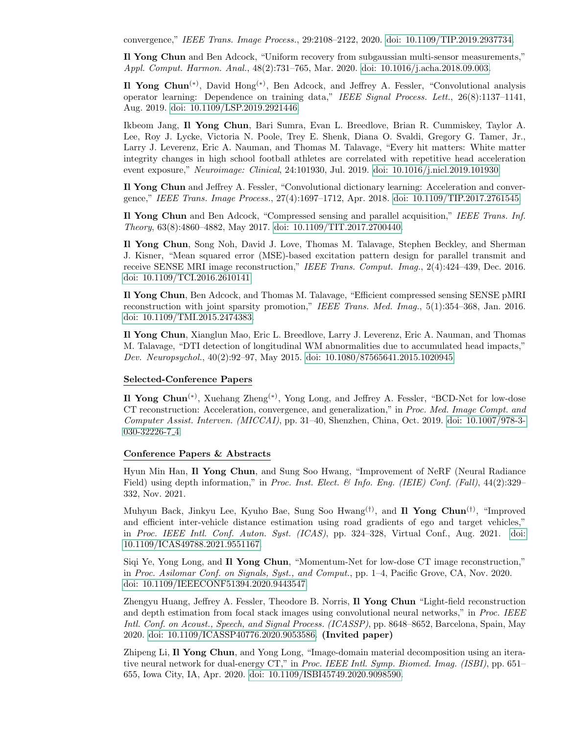convergence," *IEEE Trans. Image Process.*, 29:2108–2122, 2020. doi: 10.1109/TIP.2019.2937734.

**Il Yong Chun** and Ben Adcock, "Uniform recovery from subgaussian multi-sensor measurements," *Appl. Comput. Harmon. Anal.*, 48(2):731–765, Mar. 2020. doi: 10.1016/j.acha.2018.09.003.

**Il Yong Chun**$^{(*)}$, David Hong$^{(*)}$, Ben Adcock, and Jeffrey A. Fessler, "Convolutional analysis operator learning: Dependence on training data," *IEEE Signal Process. Lett.*, 26(8):1137–1141, Aug. 2019. doi: 10.1109/LSP.2019.2921446.

Ikbeom Jang, **Il Yong Chun**, Bari Sumra, Evan L. Breedlove, Brian R. Cummiskey, Taylor A. Lee, Roy J. Lycke, Victoria N. Poole, Trey E. Shenk, Diana O. Svaldi, Gregory G. Tamer, Jr., Larry J. Leverenz, Eric A. Nauman, and Thomas M. Talavage, "Every hit matters: White matter integrity changes in high school football athletes are correlated with repetitive head acceleration event exposure," *Neuroimage: Clinical*, 24:101930, Jul. 2019. doi: 10.1016/j.nicl.2019.101930.

**Il Yong Chun** and Jeffrey A. Fessler, "Convolutional dictionary learning: Acceleration and convergence," *IEEE Trans. Image Process.*, 27(4):1697–1712, Apr. 2018. doi: 10.1109/TIP.2017.2761545.

**Il Yong Chun** and Ben Adcock, "Compressed sensing and parallel acquisition," *IEEE Trans. Inf. Theory*, 63(8):4860–4882, May 2017. doi: 10.1109/TIT.2017.2700440.

**Il Yong Chun**, Song Noh, David J. Love, Thomas M. Talavage, Stephen Beckley, and Sherman J. Kisner, "Mean squared error (MSE)-based excitation pattern design for parallel transmit and receive SENSE MRI image reconstruction," *IEEE Trans. Comput. Imag.*, 2(4):424–439, Dec. 2016. doi: 10.1109/TCI.2016.2610141.

**Il Yong Chun**, Ben Adcock, and Thomas M. Talavage, "Efficient compressed sensing SENSE pMRI reconstruction with joint sparsity promotion," *IEEE Trans. Med. Imag.*, 5(1):354–368, Jan. 2016. doi: 10.1109/TMI.2015.2474383.

**Il Yong Chun**, Xianglun Mao, Eric L. Breedlove, Larry J. Leverenz, Eric A. Nauman, and Thomas M. Talavage, "DTI detection of longitudinal WM abnormalities due to accumulated head impacts," *Dev. Neuropsychol.*, 40(2):92–97, May 2015. doi: 10.1080/87565641.2015.1020945.

### Selected-Conference Papers

**Il Yong Chun**$^{(*)}$, Xuehang Zheng$^{(*)}$, Yong Long, and Jeffrey A. Fessler, "BCD-Net for low-dose CT reconstruction: Acceleration, convergence, and generalization," in *Proc. Med. Image Compt. and Computer Assist. Interven. (MICCAI)*, pp. 31–40, Shenzhen, China, Oct. 2019. doi: 10.1007/978-3-030-32226-7_4.

### Conference Papers & Abstracts

Hyun Min Han, **Il Yong Chun**, and Sung Soo Hwang, "Improvement of NeRF (Neural Radiance Field) using depth information," in *Proc. Inst. Elect. & Info. Eng. (IEIE) Conf. (Fall)*, 44(2):329–332, Nov. 2021.

Muhyun Back, Jinkyu Lee, Kyuho Bae, Sung Soo Hwang$^{(\dagger)}$, and **Il Yong Chun**$^{(\dagger)}$, "Improved and efficient inter-vehicle distance estimation using road gradients of ego and target vehicles," in *Proc. IEEE Intl. Conf. Auton. Syst. (ICAS)*, pp. 324–328, Virtual Conf., Aug. 2021. doi: 10.1109/ICAS49788.2021.9551167.

Siqi Ye, Yong Long, and **Il Yong Chun**, "Momentum-Net for low-dose CT image reconstruction," in *Proc. Asilomar Conf. on Signals, Syst., and Comput.*, pp. 1–4, Pacific Grove, CA, Nov. 2020. doi: 10.1109/IEEECONF51394.2020.9443547.

Zhengyu Huang, Jeffrey A. Fessler, Theodore B. Norris, **Il Yong Chun** "Light-field reconstruction and depth estimation from focal stack images using convolutional neural networks," in *Proc. IEEE Intl. Conf. on Acoust., Speech, and Signal Process. (ICASSP)*, pp. 8648–8652, Barcelona, Spain, May 2020. doi: 10.1109/ICASSP40776.2020.9053586. **(Invited paper)**

Zhipeng Li, **Il Yong Chun**, and Yong Long, "Image-domain material decomposition using an iterative neural network for dual-energy CT," in *Proc. IEEE Intl. Symp. Biomed. Imag. (ISBI)*, pp. 651–655, Iowa City, IA, Apr. 2020. doi: 10.1109/ISBI45749.2020.9098590.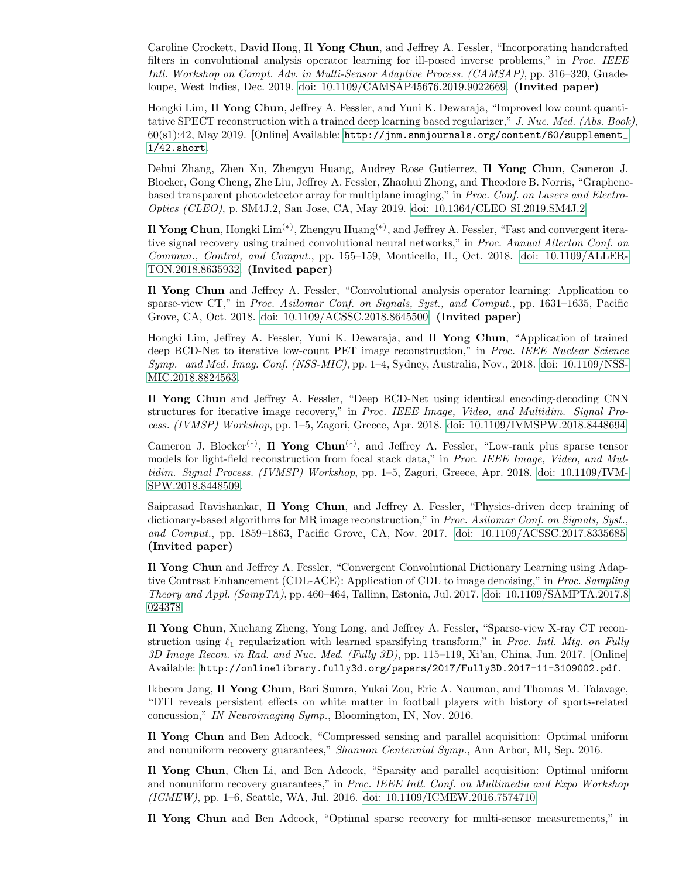Caroline Crockett, David Hong, **Il Yong Chun**, and Jeffrey A. Fessler, "Incorporating handcrafted filters in convolutional analysis operator learning for ill-posed inverse problems," in *Proc. IEEE Intl. Workshop on Compt. Adv. in Multi-Sensor Adaptive Process. (CAMSAP)*, pp. 316–320, Guadeloupe, West Indies, Dec. 2019. doi: 10.1109/CAMSAP45676.2019.9022669. **(Invited paper)**

Hongki Lim, **Il Yong Chun**, Jeffrey A. Fessler, and Yuni K. Dewaraja, "Improved low count quantitative SPECT reconstruction with a trained deep learning based regularizer," *J. Nuc. Med. (Abs. Book)*, 60(s1):42, May 2019. [Online] Available: `http://jnm.snmjournals.org/content/60/supplement_1/42.short`.

Dehui Zhang, Zhen Xu, Zhengyu Huang, Audrey Rose Gutierrez, **Il Yong Chun**, Cameron J. Blocker, Gong Cheng, Zhe Liu, Jeffrey A. Fessler, Zhaohui Zhong, and Theodore B. Norris, "Graphene-based transparent photodetector array for multiplane imaging," in *Proc. Conf. on Lasers and Electro-Optics (CLEO)*, p. SM4J.2, San Jose, CA, May 2019. doi: 10.1364/CLEO_SI.2019.SM4J.2.

**Il Yong Chun**, Hongki Lim(*), Zhengyu Huang(*), and Jeffrey A. Fessler, "Fast and convergent iterative signal recovery using trained convolutional neural networks," in *Proc. Annual Allerton Conf. on Commun., Control, and Comput.*, pp. 155–159, Monticello, IL, Oct. 2018. doi: 10.1109/ALLERTON.2018.8635932. **(Invited paper)**

**Il Yong Chun** and Jeffrey A. Fessler, "Convolutional analysis operator learning: Application to sparse-view CT," in *Proc. Asilomar Conf. on Signals, Syst., and Comput.*, pp. 1631–1635, Pacific Grove, CA, Oct. 2018. doi: 10.1109/ACSSC.2018.8645500. **(Invited paper)**

Hongki Lim, Jeffrey A. Fessler, Yuni K. Dewaraja, and **Il Yong Chun**, "Application of trained deep BCD-Net to iterative low-count PET image reconstruction," in *Proc. IEEE Nuclear Science Symp. and Med. Imag. Conf. (NSS-MIC)*, pp. 1–4, Sydney, Australia, Nov., 2018. doi: 10.1109/NSS-MIC.2018.8824563.

**Il Yong Chun** and Jeffrey A. Fessler, "Deep BCD-Net using identical encoding-decoding CNN structures for iterative image recovery," in *Proc. IEEE Image, Video, and Multidim. Signal Process. (IVMSP) Workshop*, pp. 1–5, Zagori, Greece, Apr. 2018. doi: 10.1109/IVMSPW.2018.8448694.

Cameron J. Blocker(*), **Il Yong Chun**(*), and Jeffrey A. Fessler, "Low-rank plus sparse tensor models for light-field reconstruction from focal stack data," in *Proc. IEEE Image, Video, and Multidim. Signal Process. (IVMSP) Workshop*, pp. 1–5, Zagori, Greece, Apr. 2018. doi: 10.1109/IVMSPW.2018.8448509.

Saiprasad Ravishankar, **Il Yong Chun**, and Jeffrey A. Fessler, "Physics-driven deep training of dictionary-based algorithms for MR image reconstruction," in *Proc. Asilomar Conf. on Signals, Syst., and Comput.*, pp. 1859–1863, Pacific Grove, CA, Nov. 2017. doi: 10.1109/ACSSC.2017.8335685. **(Invited paper)**

**Il Yong Chun** and Jeffrey A. Fessler, "Convergent Convolutional Dictionary Learning using Adaptive Contrast Enhancement (CDL-ACE): Application of CDL to image denoising," in *Proc. Sampling Theory and Appl. (SampTA)*, pp. 460–464, Tallinn, Estonia, Jul. 2017. doi: 10.1109/SAMPTA.2017.8024378.

**Il Yong Chun**, Xuehang Zheng, Yong Long, and Jeffrey A. Fessler, "Sparse-view X-ray CT reconstruction using $\ell_1$ regularization with learned sparsifying transform," in *Proc. Intl. Mtg. on Fully 3D Image Recon. in Rad. and Nuc. Med. (Fully 3D)*, pp. 115–119, Xi'an, China, Jun. 2017. [Online] Available: `http://onlinelibrary.fully3d.org/papers/2017/Fully3D.2017-11-3109002.pdf`.

Ikbeom Jang, **Il Yong Chun**, Bari Sumra, Yukai Zou, Eric A. Nauman, and Thomas M. Talavage, "DTI reveals persistent effects on white matter in football players with history of sports-related concussion," *IN Neuroimaging Symp.*, Bloomington, IN, Nov. 2016.

**Il Yong Chun** and Ben Adcock, "Compressed sensing and parallel acquisition: Optimal uniform and nonuniform recovery guarantees," *Shannon Centennial Symp.*, Ann Arbor, MI, Sep. 2016.

**Il Yong Chun**, Chen Li, and Ben Adcock, "Sparsity and parallel acquisition: Optimal uniform and nonuniform recovery guarantees," in *Proc. IEEE Intl. Conf. on Multimedia and Expo Workshop (ICMEW)*, pp. 1–6, Seattle, WA, Jul. 2016. doi: 10.1109/ICMEW.2016.7574710.

**Il Yong Chun** and Ben Adcock, "Optimal sparse recovery for multi-sensor measurements," in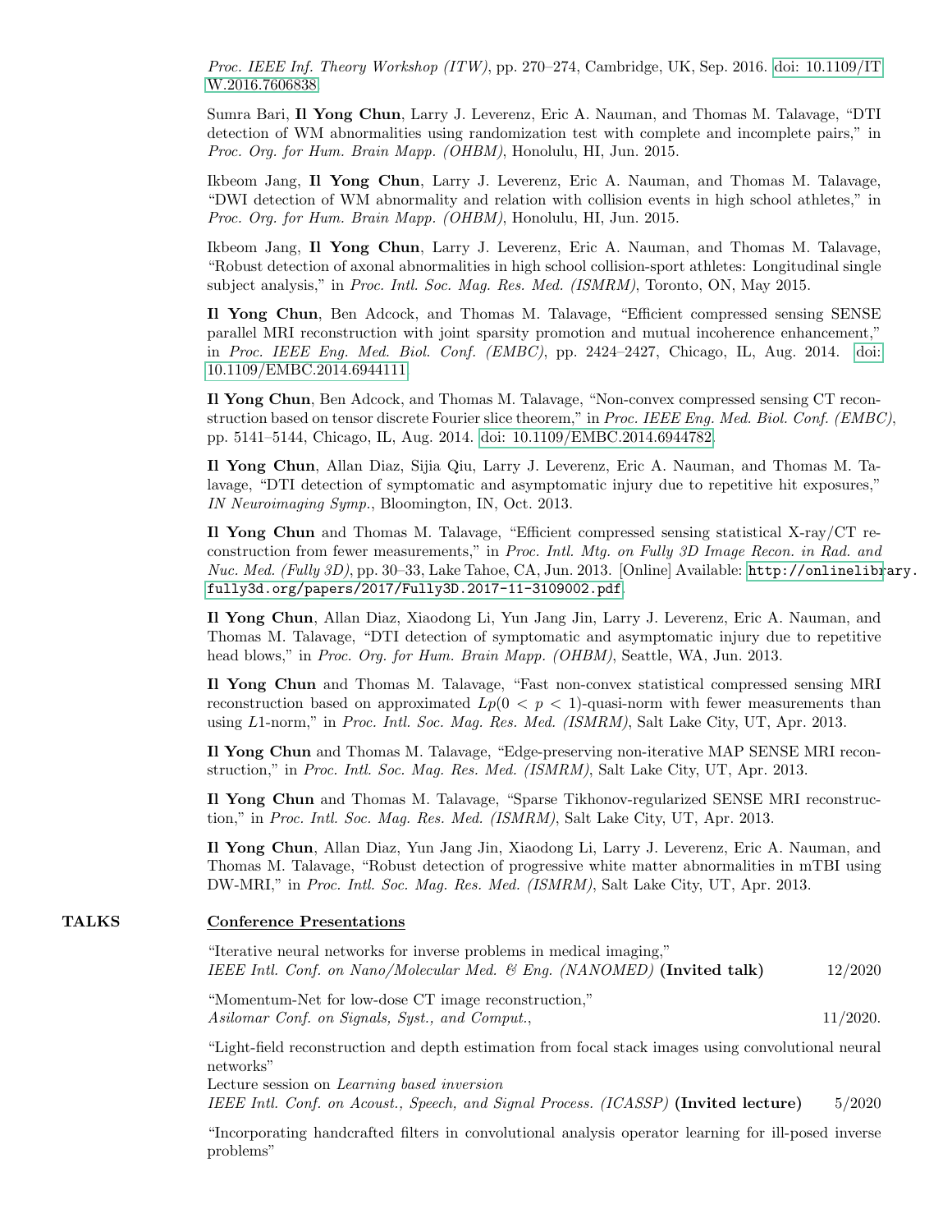*Proc. IEEE Inf. Theory Workshop (ITW)*, pp. 270–274, Cambridge, UK, Sep. 2016. doi: 10.1109/ITW.2016.7606838

Sumra Bari, **Il Yong Chun**, Larry J. Leverenz, Eric A. Nauman, and Thomas M. Talavage, "DTI detection of WM abnormalities using randomization test with complete and incomplete pairs," in *Proc. Org. for Hum. Brain Mapp. (OHBM)*, Honolulu, HI, Jun. 2015.

Ikbeom Jang, **Il Yong Chun**, Larry J. Leverenz, Eric A. Nauman, and Thomas M. Talavage, "DWI detection of WM abnormality and relation with collision events in high school athletes," in *Proc. Org. for Hum. Brain Mapp. (OHBM)*, Honolulu, HI, Jun. 2015.

Ikbeom Jang, **Il Yong Chun**, Larry J. Leverenz, Eric A. Nauman, and Thomas M. Talavage, "Robust detection of axonal abnormalities in high school collision-sport athletes: Longitudinal single subject analysis," in *Proc. Intl. Soc. Mag. Res. Med. (ISMRM)*, Toronto, ON, May 2015.

**Il Yong Chun**, Ben Adcock, and Thomas M. Talavage, "Efficient compressed sensing SENSE parallel MRI reconstruction with joint sparsity promotion and mutual incoherence enhancement," in *Proc. IEEE Eng. Med. Biol. Conf. (EMBC)*, pp. 2424–2427, Chicago, IL, Aug. 2014. doi: 10.1109/EMBC.2014.6944111

**Il Yong Chun**, Ben Adcock, and Thomas M. Talavage, "Non-convex compressed sensing CT reconstruction based on tensor discrete Fourier slice theorem," in *Proc. IEEE Eng. Med. Biol. Conf. (EMBC)*, pp. 5141–5144, Chicago, IL, Aug. 2014. doi: 10.1109/EMBC.2014.6944782.

**Il Yong Chun**, Allan Diaz, Sijia Qiu, Larry J. Leverenz, Eric A. Nauman, and Thomas M. Talavage, "DTI detection of symptomatic and asymptomatic injury due to repetitive hit exposures," *IN Neuroimaging Symp.*, Bloomington, IN, Oct. 2013.

**Il Yong Chun** and Thomas M. Talavage, "Efficient compressed sensing statistical X-ray/CT reconstruction from fewer measurements," in *Proc. Intl. Mtg. on Fully 3D Image Recon. in Rad. and Nuc. Med. (Fully 3D)*, pp. 30–33, Lake Tahoe, CA, Jun. 2013. [Online] Available: `http://onlinelibrary.fully3d.org/papers/2017/Fully3D.2017-11-3109002.pdf`.

**Il Yong Chun**, Allan Diaz, Xiaodong Li, Yun Jang Jin, Larry J. Leverenz, Eric A. Nauman, and Thomas M. Talavage, "DTI detection of symptomatic and asymptomatic injury due to repetitive head blows," in *Proc. Org. for Hum. Brain Mapp. (OHBM)*, Seattle, WA, Jun. 2013.

**Il Yong Chun** and Thomas M. Talavage, "Fast non-convex statistical compressed sensing MRI reconstruction based on approximated $Lp(0 < p < 1)$-quasi-norm with fewer measurements than using $L1$-norm," in *Proc. Intl. Soc. Mag. Res. Med. (ISMRM)*, Salt Lake City, UT, Apr. 2013.

**Il Yong Chun** and Thomas M. Talavage, "Edge-preserving non-iterative MAP SENSE MRI reconstruction," in *Proc. Intl. Soc. Mag. Res. Med. (ISMRM)*, Salt Lake City, UT, Apr. 2013.

**Il Yong Chun** and Thomas M. Talavage, "Sparse Tikhonov-regularized SENSE MRI reconstruction," in *Proc. Intl. Soc. Mag. Res. Med. (ISMRM)*, Salt Lake City, UT, Apr. 2013.

**Il Yong Chun**, Allan Diaz, Yun Jang Jin, Xiaodong Li, Larry J. Leverenz, Eric A. Nauman, and Thomas M. Talavage, "Robust detection of progressive white matter abnormalities in mTBI using DW-MRI," in *Proc. Intl. Soc. Mag. Res. Med. (ISMRM)*, Salt Lake City, UT, Apr. 2013.

## TALKS

### Conference Presentations

"Iterative neural networks for inverse problems in medical imaging,"
*IEEE Intl. Conf. on Nano/Molecular Med. & Eng. (NANOMED)* **(Invited talk)** 12/2020

"Momentum-Net for low-dose CT image reconstruction,"
*Asilomar Conf. on Signals, Syst., and Comput.*, 11/2020.

"Light-field reconstruction and depth estimation from focal stack images using convolutional neural networks"
Lecture session on *Learning based inversion*
*IEEE Intl. Conf. on Acoust., Speech, and Signal Process. (ICASSP)* **(Invited lecture)** 5/2020

"Incorporating handcrafted filters in convolutional analysis operator learning for ill-posed inverse problems"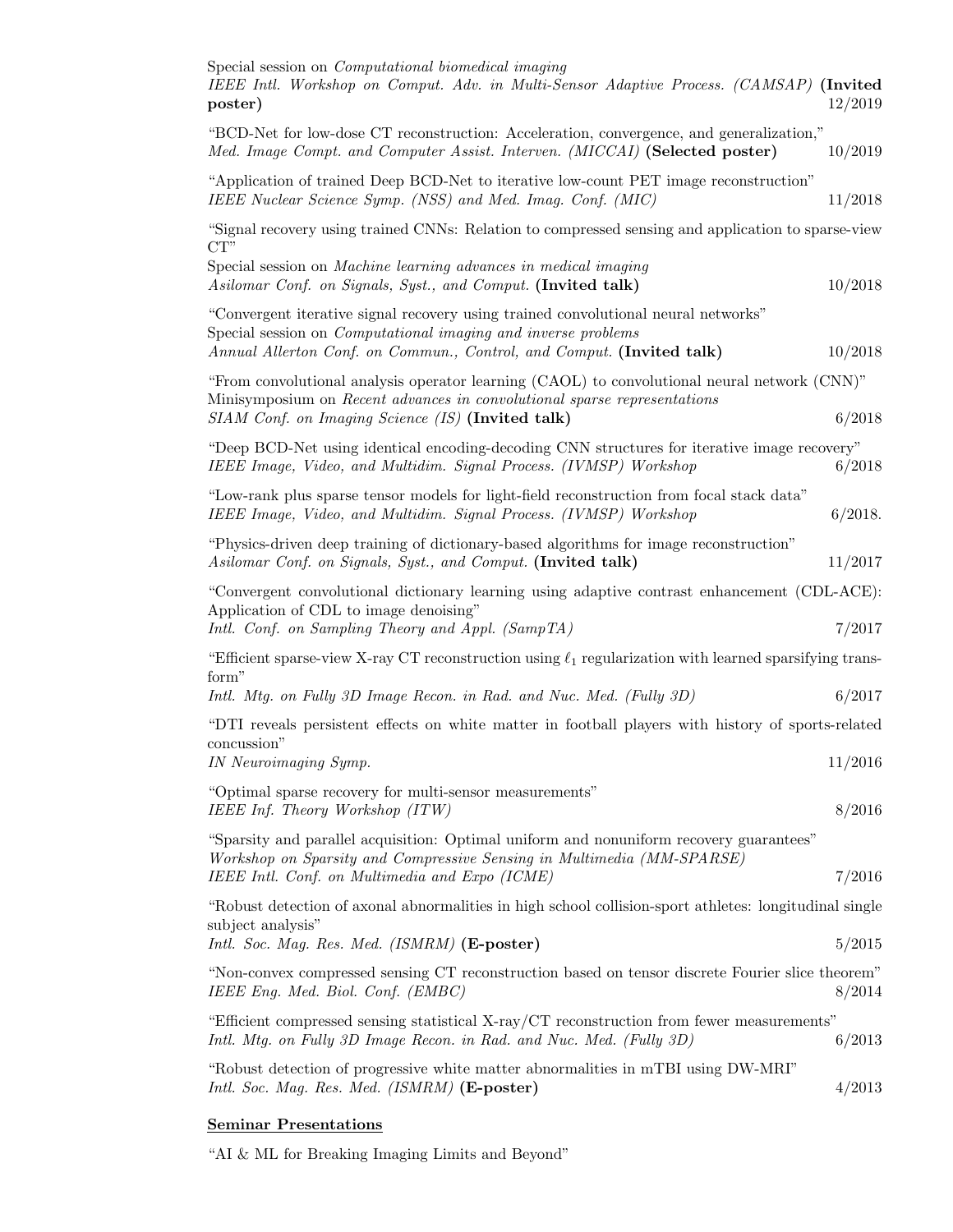Special session on *Computational biomedical imaging*
*IEEE Intl. Workshop on Comput. Adv. in Multi-Sensor Adaptive Process. (CAMSAP)* **(Invited poster)** 12/2019

"BCD-Net for low-dose CT reconstruction: Acceleration, convergence, and generalization,"
*Med. Image Compt. and Computer Assist. Interven. (MICCAI)* **(Selected poster)** 10/2019

"Application of trained Deep BCD-Net to iterative low-count PET image reconstruction"
*IEEE Nuclear Science Symp. (NSS) and Med. Imag. Conf. (MIC)* 11/2018

"Signal recovery using trained CNNs: Relation to compressed sensing and application to sparse-view CT"
Special session on *Machine learning advances in medical imaging*
*Asilomar Conf. on Signals, Syst., and Comput.* **(Invited talk)** 10/2018

"Convergent iterative signal recovery using trained convolutional neural networks"
Special session on *Computational imaging and inverse problems*
*Annual Allerton Conf. on Commun., Control, and Comput.* **(Invited talk)** 10/2018

"From convolutional analysis operator learning (CAOL) to convolutional neural network (CNN)"
Minisymposium on *Recent advances in convolutional sparse representations*
*SIAM Conf. on Imaging Science (IS)* **(Invited talk)** 6/2018

"Deep BCD-Net using identical encoding-decoding CNN structures for iterative image recovery"
*IEEE Image, Video, and Multidim. Signal Process. (IVMSP) Workshop* 6/2018

"Low-rank plus sparse tensor models for light-field reconstruction from focal stack data"
*IEEE Image, Video, and Multidim. Signal Process. (IVMSP) Workshop* 6/2018.

"Physics-driven deep training of dictionary-based algorithms for image reconstruction"
*Asilomar Conf. on Signals, Syst., and Comput.* **(Invited talk)** 11/2017

"Convergent convolutional dictionary learning using adaptive contrast enhancement (CDL-ACE): Application of CDL to image denoising"
*Intl. Conf. on Sampling Theory and Appl. (SampTA)* 7/2017

"Efficient sparse-view X-ray CT reconstruction using $\ell_1$ regularization with learned sparsifying transform"
*Intl. Mtg. on Fully 3D Image Recon. in Rad. and Nuc. Med. (Fully 3D)* 6/2017

"DTI reveals persistent effects on white matter in football players with history of sports-related concussion"
*IN Neuroimaging Symp.* 11/2016

"Optimal sparse recovery for multi-sensor measurements"
*IEEE Inf. Theory Workshop (ITW)* 8/2016

"Sparsity and parallel acquisition: Optimal uniform and nonuniform recovery guarantees"
*Workshop on Sparsity and Compressive Sensing in Multimedia (MM-SPARSE)*
*IEEE Intl. Conf. on Multimedia and Expo (ICME)* 7/2016

"Robust detection of axonal abnormalities in high school collision-sport athletes: longitudinal single subject analysis"
*Intl. Soc. Mag. Res. Med. (ISMRM)* **(E-poster)** 5/2015

"Non-convex compressed sensing CT reconstruction based on tensor discrete Fourier slice theorem"
*IEEE Eng. Med. Biol. Conf. (EMBC)* 8/2014

"Efficient compressed sensing statistical X-ray/CT reconstruction from fewer measurements"
*Intl. Mtg. on Fully 3D Image Recon. in Rad. and Nuc. Med. (Fully 3D)* 6/2013

"Robust detection of progressive white matter abnormalities in mTBI using DW-MRI"
*Intl. Soc. Mag. Res. Med. (ISMRM)* **(E-poster)** 4/2013

**Seminar Presentations**

"AI & ML for Breaking Imaging Limits and Beyond"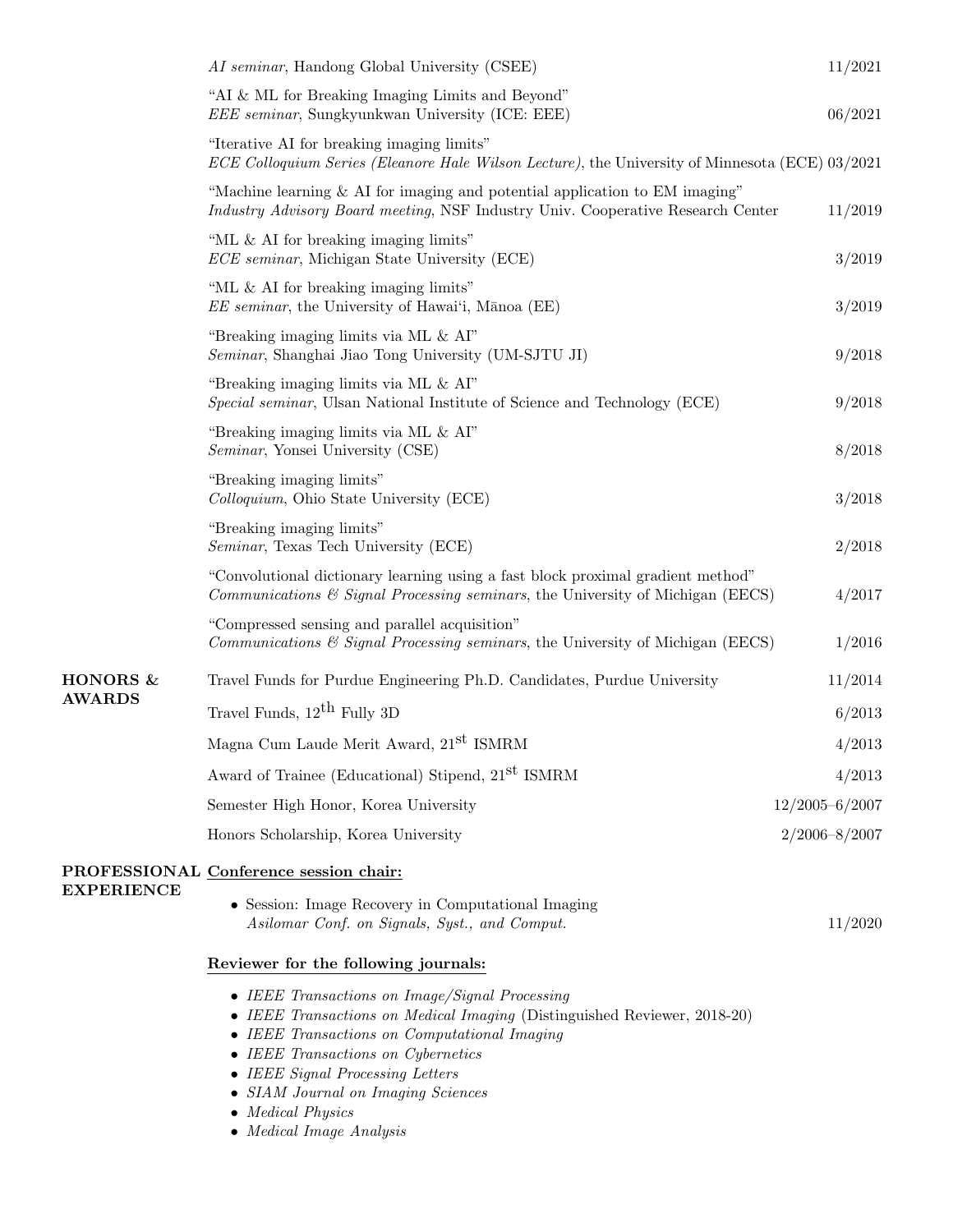*AI seminar*, Handong Global University (CSEE) 11/2021

"AI & ML for Breaking Imaging Limits and Beyond"
*EEE seminar*, Sungkyunkwan University (ICE: EEE) 06/2021

"Iterative AI for breaking imaging limits"
*ECE Colloquium Series (Eleanore Hale Wilson Lecture)*, the University of Minnesota (ECE) 03/2021

"Machine learning & AI for imaging and potential application to EM imaging"
*Industry Advisory Board meeting*, NSF Industry Univ. Cooperative Research Center 11/2019

"ML & AI for breaking imaging limits"
*ECE seminar*, Michigan State University (ECE) 3/2019

"ML & AI for breaking imaging limits"
*EE seminar*, the University of Hawai'i, Mānoa (EE) 3/2019

"Breaking imaging limits via ML & AI"
*Seminar*, Shanghai Jiao Tong University (UM-SJTU JI) 9/2018

"Breaking imaging limits via ML & AI"
*Special seminar*, Ulsan National Institute of Science and Technology (ECE) 9/2018

"Breaking imaging limits via ML & AI"
*Seminar*, Yonsei University (CSE) 8/2018

"Breaking imaging limits"
*Colloquium*, Ohio State University (ECE) 3/2018

"Breaking imaging limits"
*Seminar*, Texas Tech University (ECE) 2/2018

"Convolutional dictionary learning using a fast block proximal gradient method"
*Communications & Signal Processing seminars*, the University of Michigan (EECS) 4/2017

"Compressed sensing and parallel acquisition"
*Communications & Signal Processing seminars*, the University of Michigan (EECS) 1/2016

## HONORS & AWARDS

Travel Funds for Purdue Engineering Ph.D. Candidates, Purdue University 11/2014

Travel Funds, 12th Fully 3D 6/2013

Magna Cum Laude Merit Award, 21st ISMRM 4/2013

Award of Trainee (Educational) Stipend, 21st ISMRM 4/2013

Semester High Honor, Korea University 12/2005–6/2007

Honors Scholarship, Korea University 2/2006–8/2007

## PROFESSIONAL EXPERIENCE

**Conference session chair:**

- Session: Image Recovery in Computational Imaging
  *Asilomar Conf. on Signals, Syst., and Comput.* 11/2020

**Reviewer for the following journals:**

- *IEEE Transactions on Image/Signal Processing*
- *IEEE Transactions on Medical Imaging* (Distinguished Reviewer, 2018-20)
- *IEEE Transactions on Computational Imaging*
- *IEEE Transactions on Cybernetics*
- *IEEE Signal Processing Letters*
- *SIAM Journal on Imaging Sciences*
- *Medical Physics*
- *Medical Image Analysis*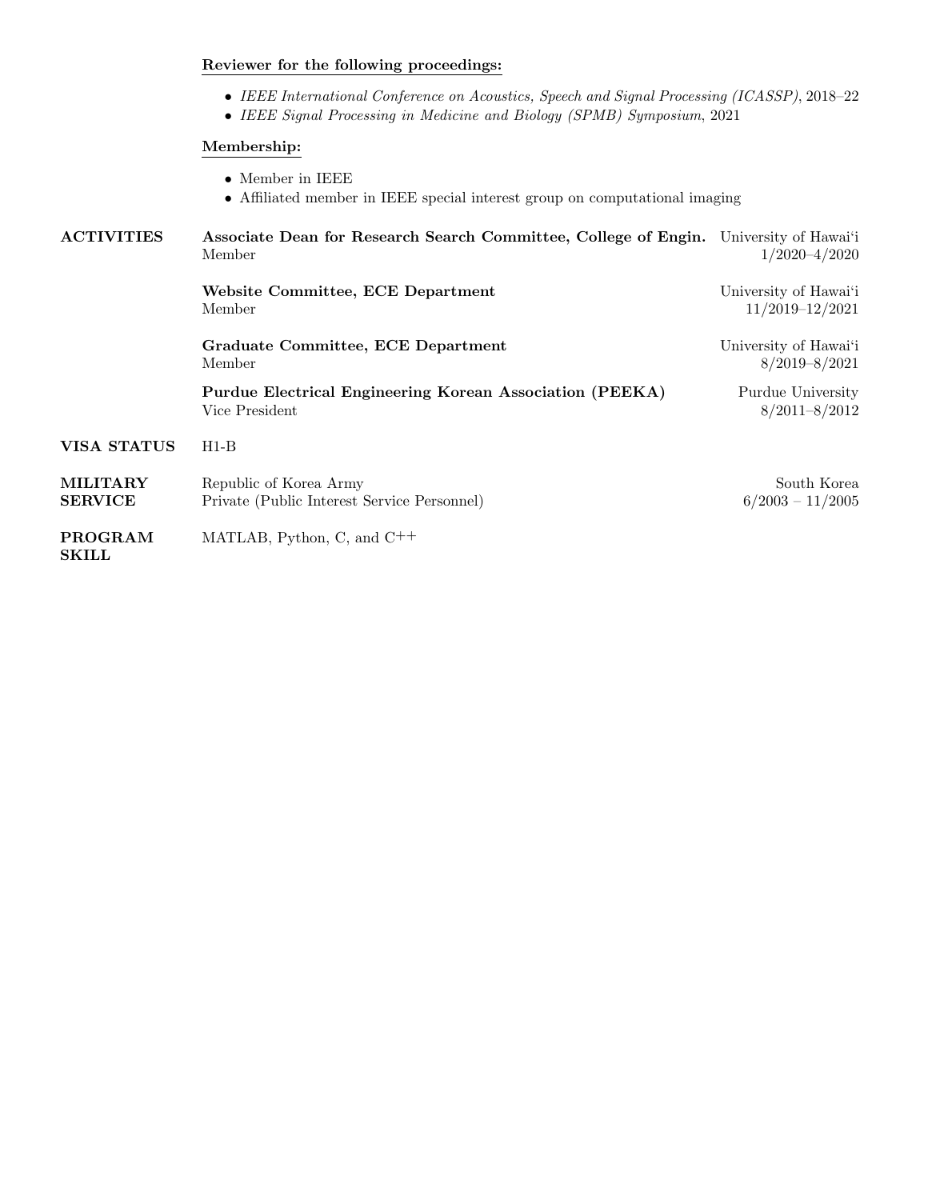**Reviewer for the following proceedings:**

- *IEEE International Conference on Acoustics, Speech and Signal Processing (ICASSP)*, 2018–22
- *IEEE Signal Processing in Medicine and Biology (SPMB) Symposium*, 2021

**Membership:**

- Member in IEEE
- Affiliated member in IEEE special interest group on computational imaging

## ACTIVITIES

**Associate Dean for Research Search Committee, College of Engin.** — University of Hawai'i
Member — 1/2020–4/2020

**Website Committee, ECE Department** — University of Hawai'i
Member — 11/2019–12/2021

**Graduate Committee, ECE Department** — University of Hawai'i
Member — 8/2019–8/2021

**Purdue Electrical Engineering Korean Association (PEEKA)** — Purdue University
Vice President — 8/2011–8/2012

## VISA STATUS

H1-B

## MILITARY SERVICE

Republic of Korea Army — South Korea
Private (Public Interest Service Personnel) — 6/2003 – 11/2005

## PROGRAM SKILL

MATLAB, Python, C, and C++